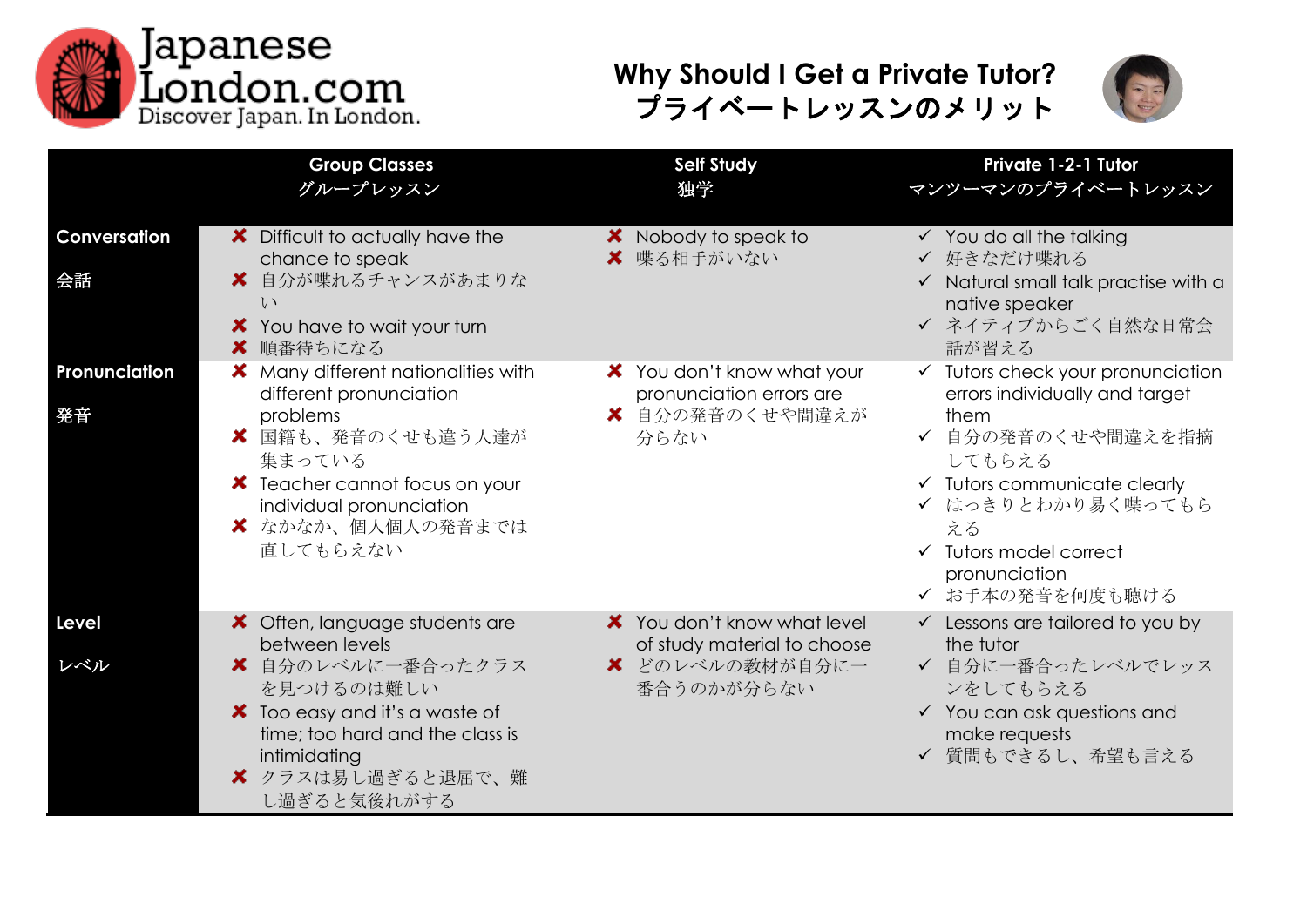Japanese London.com
Discover Japan. In London.

# Why Should I Get a Private Tutor?
# プライベートレッスンのメリット

| | Group Classes<br>グループレッスン | Self Study<br>独学 | Private 1-2-1 Tutor<br>マンツーマンのプライベートレッスン |
|---|---|---|---|
| **Conversation**<br>**会話** | ✘ Difficult to actually have the chance to speak<br>✘ 自分が喋れるチャンスがあまりない<br>✘ You have to wait your turn<br>✘ 順番待ちになる | ✘ Nobody to speak to<br>✘ 喋る相手がいない | ✓ You do all the talking<br>✓ 好きなだけ喋れる<br>✓ Natural small talk practise with a native speaker<br>✓ ネイティブからごく自然な日常会話が習える |
| **Pronunciation**<br>**発音** | ✘ Many different nationalities with different pronunciation problems<br>✘ 国籍も、発音のくせも違う人達が集まっている<br>✘ Teacher cannot focus on your individual pronunciation<br>✘ なかなか、個人個人の発音までは直してもらえない | ✘ You don't know what your pronunciation errors are<br>✘ 自分の発音のくせや間違えが分らない | ✓ Tutors check your pronunciation errors individually and target them<br>✓ 自分の発音のくせや間違えを指摘してもらえる<br>✓ Tutors communicate clearly<br>✓ はっきりとわかり易く喋ってもらえる<br>✓ Tutors model correct pronunciation<br>✓ お手本の発音を何度も聴ける |
| **Level**<br>**レベル** | ✘ Often, language students are between levels<br>✘ 自分のレベルに一番合ったクラスを見つけるのは難しい<br>✘ Too easy and it's a waste of time; too hard and the class is intimidating<br>✘ クラスは易し過ぎると退屈で、難し過ぎると気後れがする | ✘ You don't know what level of study material to choose<br>✘ どのレベルの教材が自分に一番合うのかが分らない | ✓ Lessons are tailored to you by the tutor<br>✓ 自分に一番合ったレベルでレッスンをしてもらえる<br>✓ You can ask questions and make requests<br>✓ 質問もできるし、希望も言える |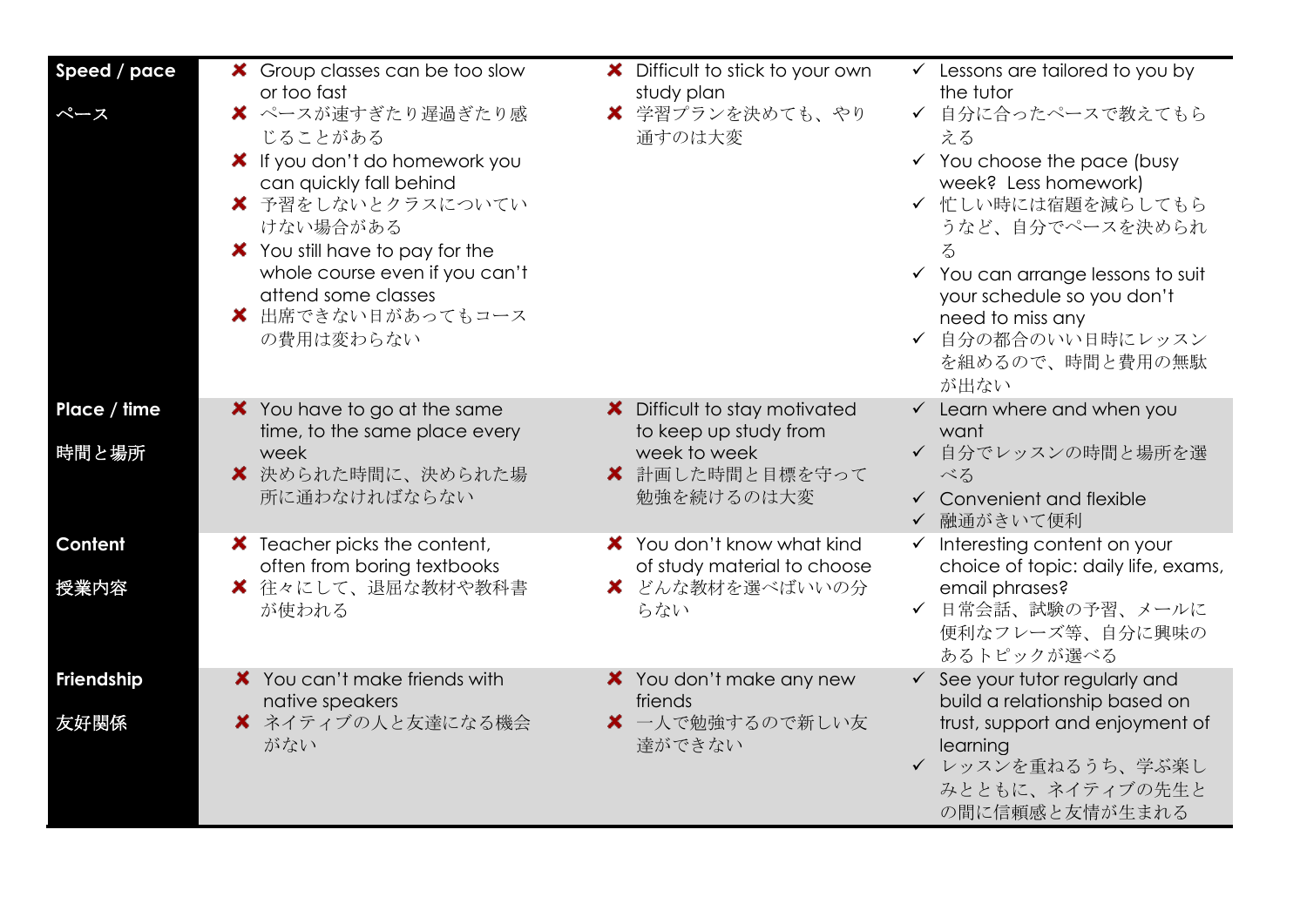| | | | |
|---|---|---|---|
| **Speed / pace**<br><br>**ペース** | ✖ Group classes can be too slow or too fast<br>✖ ペースが速すぎたり遅過ぎたり感じることがある<br>✖ If you don't do homework you can quickly fall behind<br>✖ 予習をしないとクラスについていけない場合がある<br>✖ You still have to pay for the whole course even if you can't attend some classes<br>✖ 出席できない日があってもコースの費用は変わらない | ✖ Difficult to stick to your own study plan<br>✖ 学習プランを決めても、やり通すのは大変 | ✓ Lessons are tailored to you by the tutor<br>✓ 自分に合ったペースで教えてもらえる<br>✓ You choose the pace (busy week?  Less homework)<br>✓ 忙しい時には宿題を減らしてもらうなど、自分でペースを決められる<br>✓ You can arrange lessons to suit your schedule so you don't need to miss any<br>✓ 自分の都合のいい日時にレッスンを組めるので、時間と費用の無駄が出ない |
| **Place / time**<br><br>**時間と場所** | ✖ You have to go at the same time, to the same place every week<br>✖ 決められた時間に、決められた場所に通わなければならない | ✖ Difficult to stay motivated to keep up study from week to week<br>✖ 計画した時間と目標を守って勉強を続けるのは大変 | ✓ Learn where and when you want<br>✓ 自分でレッスンの時間と場所を選べる<br>✓ Convenient and flexible<br>✓ 融通がきいて便利 |
| **Content**<br><br>**授業内容** | ✖ Teacher picks the content, often from boring textbooks<br>✖ 往々にして、退屈な教材や教科書が使われる | ✖ You don't know what kind of study material to choose<br>✖ どんな教材を選べばいいの分らない | ✓ Interesting content on your choice of topic: daily life, exams, email phrases?<br>✓ 日常会話、試験の予習、メールに便利なフレーズ等、自分に興味のあるトピックが選べる |
| **Friendship**<br><br>**友好関係** | ✖ You can't make friends with native speakers<br>✖ ネイティブの人と友達になる機会がない | ✖ You don't make any new friends<br>✖ 一人で勉強するので新しい友達ができない | ✓ See your tutor regularly and build a relationship based on trust, support and enjoyment of learning<br>✓ レッスンを重ねるうち、学ぶ楽しみとともに、ネイティブの先生との間に信頼感と友情が生まれる |